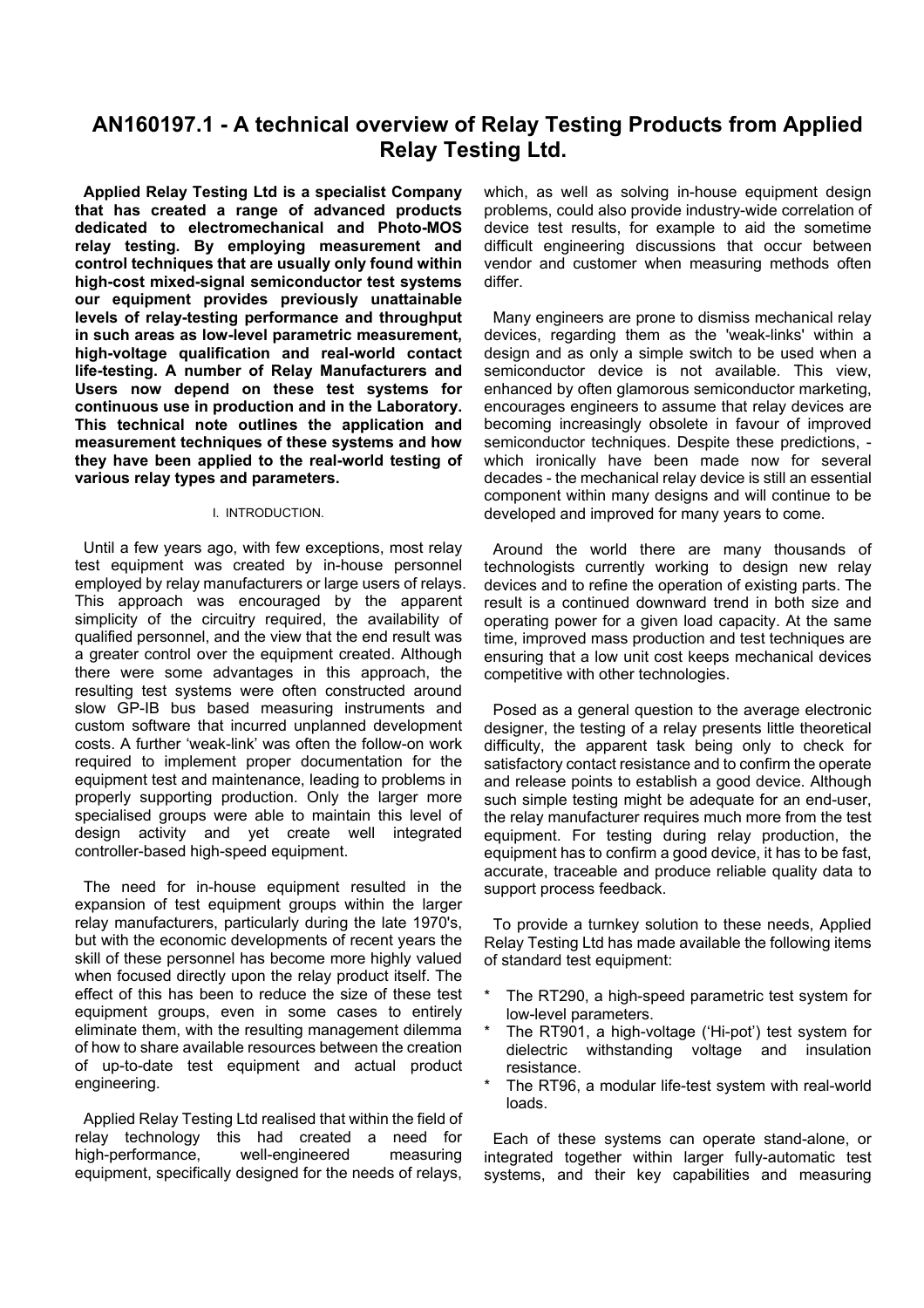# AN160197.1 - A technical overview of Relay Testing Products from Applied Relay Testing Ltd.

**Applied Relay Testing Ltd is a specialist Company that has created a range of advanced products dedicated to electromechanical and Photo-MOS relay testing. By employing measurement and control techniques that are usually only found within high-cost mixed-signal semiconductor test systems our equipment provides previously unattainable levels of relay-testing performance and throughput in such areas as low-level parametric measurement, high-voltage qualification and real-world contact life-testing. A number of Relay Manufacturers and Users now depend on these test systems for continuous use in production and in the Laboratory. This technical note outlines the application and measurement techniques of these systems and how they have been applied to the real-world testing of various relay types and parameters.**

## I. INTRODUCTION.

Until a few years ago, with few exceptions, most relay test equipment was created by in-house personnel employed by relay manufacturers or large users of relays. This approach was encouraged by the apparent simplicity of the circuitry required, the availability of qualified personnel, and the view that the end result was a greater control over the equipment created. Although there were some advantages in this approach, the resulting test systems were often constructed around slow GP-IB bus based measuring instruments and custom software that incurred unplanned development costs. A further 'weak-link' was often the follow-on work required to implement proper documentation for the equipment test and maintenance, leading to problems in properly supporting production. Only the larger more specialised groups were able to maintain this level of design activity and yet create well integrated controller-based high-speed equipment.

The need for in-house equipment resulted in the expansion of test equipment groups within the larger relay manufacturers, particularly during the late 1970's, but with the economic developments of recent years the skill of these personnel has become more highly valued when focused directly upon the relay product itself. The effect of this has been to reduce the size of these test equipment groups, even in some cases to entirely eliminate them, with the resulting management dilemma of how to share available resources between the creation of up-to-date test equipment and actual product engineering.

Applied Relay Testing Ltd realised that within the field of relay technology this had created a need for high-performance, well-engineered measuring equipment, specifically designed for the needs of relays, which, as well as solving in-house equipment design problems, could also provide industry-wide correlation of device test results, for example to aid the sometime difficult engineering discussions that occur between vendor and customer when measuring methods often differ.

Many engineers are prone to dismiss mechanical relay devices, regarding them as the 'weak-links' within a design and as only a simple switch to be used when a semiconductor device is not available. This view, enhanced by often glamorous semiconductor marketing, encourages engineers to assume that relay devices are becoming increasingly obsolete in favour of improved semiconductor techniques. Despite these predictions, - which ironically have been made now for several decades - the mechanical relay device is still an essential component within many designs and will continue to be developed and improved for many years to come.

Around the world there are many thousands of technologists currently working to design new relay devices and to refine the operation of existing parts. The result is a continued downward trend in both size and operating power for a given load capacity. At the same time, improved mass production and test techniques are ensuring that a low unit cost keeps mechanical devices competitive with other technologies.

Posed as a general question to the average electronic designer, the testing of a relay presents little theoretical difficulty, the apparent task being only to check for satisfactory contact resistance and to confirm the operate and release points to establish a good device. Although such simple testing might be adequate for an end-user, the relay manufacturer requires much more from the test equipment. For testing during relay production, the equipment has to confirm a good device, it has to be fast, accurate, traceable and produce reliable quality data to support process feedback.

To provide a turnkey solution to these needs, Applied Relay Testing Ltd has made available the following items of standard test equipment:

* The RT290, a high-speed parametric test system for low-level parameters.
* The RT901, a high-voltage ('Hi-pot') test system for dielectric withstanding voltage and insulation resistance.
* The RT96, a modular life-test system with real-world loads.

Each of these systems can operate stand-alone, or integrated together within larger fully-automatic test systems, and their key capabilities and measuring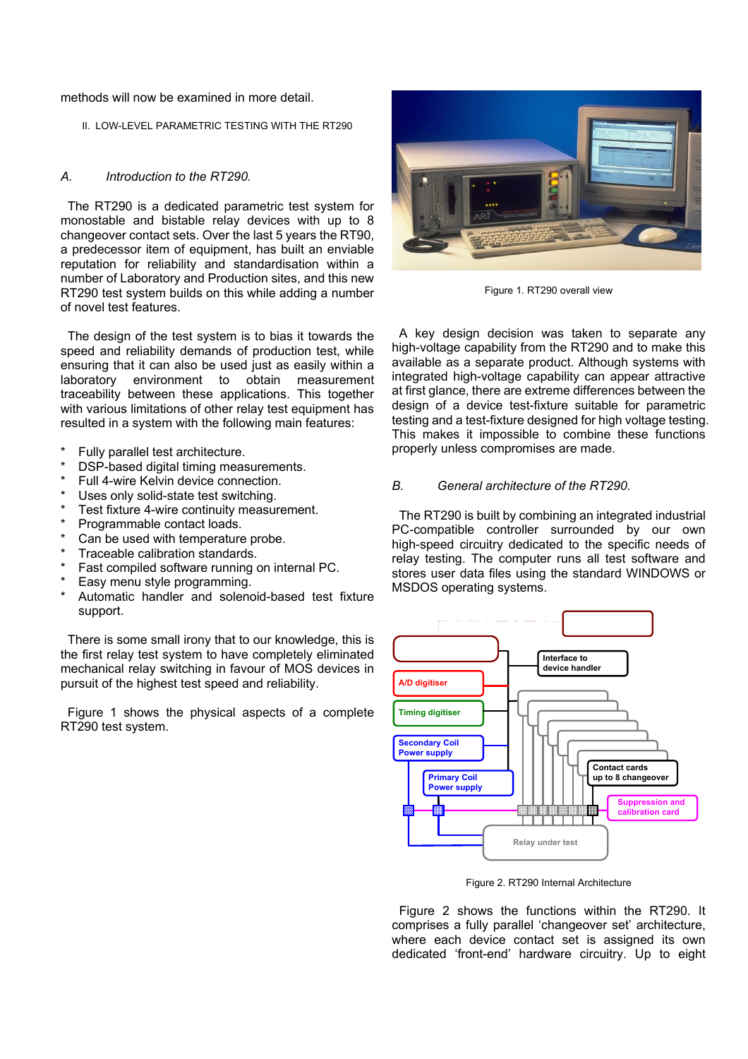methods will now be examined in more detail.

## II. LOW-LEVEL PARAMETRIC TESTING WITH THE RT290

### *A. Introduction to the RT290.*

The RT290 is a dedicated parametric test system for monostable and bistable relay devices with up to 8 changeover contact sets. Over the last 5 years the RT90, a predecessor item of equipment, has built an enviable reputation for reliability and standardisation within a number of Laboratory and Production sites, and this new RT290 test system builds on this while adding a number of novel test features.

The design of the test system is to bias it towards the speed and reliability demands of production test, while ensuring that it can also be used just as easily within a laboratory environment to obtain measurement traceability between these applications. This together with various limitations of other relay test equipment has resulted in a system with the following main features:

- Fully parallel test architecture.
- DSP-based digital timing measurements.
- Full 4-wire Kelvin device connection.
- Uses only solid-state test switching.
- Test fixture 4-wire continuity measurement.
- Programmable contact loads.
- Can be used with temperature probe.
- Traceable calibration standards.
- Fast compiled software running on internal PC.
- Easy menu style programming.
- Automatic handler and solenoid-based test fixture support.

There is some small irony that to our knowledge, this is the first relay test system to have completely eliminated mechanical relay switching in favour of MOS devices in pursuit of the highest test speed and reliability.

Figure 1 shows the physical aspects of a complete RT290 test system.

Figure 1. RT290 overall view

A key design decision was taken to separate any high-voltage capability from the RT290 and to make this available as a separate product. Although systems with integrated high-voltage capability can appear attractive at first glance, there are extreme differences between the design of a device test-fixture suitable for parametric testing and a test-fixture designed for high voltage testing. This makes it impossible to combine these functions properly unless compromises are made.

### *B. General architecture of the RT290.*

The RT290 is built by combining an integrated industrial PC-compatible controller surrounded by our own high-speed circuitry dedicated to the specific needs of relay testing. The computer runs all test software and stores user data files using the standard WINDOWS or MSDOS operating systems.

Interface to device handler

A/D digitiser

Timing digitiser

Secondary Coil Power supply

Primary Coil Power supply

Contact cards up to 8 changeover

Suppression and calibration card

Relay under test

Figure 2. RT290 Internal Architecture

Figure 2 shows the functions within the RT290. It comprises a fully parallel 'changeover set' architecture, where each device contact set is assigned its own dedicated 'front-end' hardware circuitry. Up to eight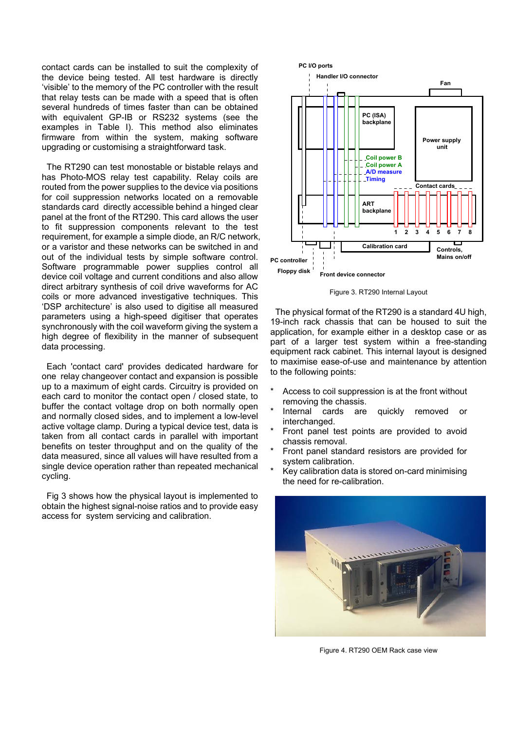contact cards can be installed to suit the complexity of the device being tested. All test hardware is directly 'visible' to the memory of the PC controller with the result that relay tests can be made with a speed that is often several hundreds of times faster than can be obtained with equivalent GP-IB or RS232 systems (see the examples in Table I). This method also eliminates firmware from within the system, making software upgrading or customising a straightforward task.

The RT290 can test monostable or bistable relays and has Photo-MOS relay test capability. Relay coils are routed from the power supplies to the device via positions for coil suppression networks located on a removable standards card directly accessible behind a hinged clear panel at the front of the RT290. This card allows the user to fit suppression components relevant to the test requirement, for example a simple diode, an R/C network, or a varistor and these networks can be switched in and out of the individual tests by simple software control. Software programmable power supplies control all device coil voltage and current conditions and also allow direct arbitrary synthesis of coil drive waveforms for AC coils or more advanced investigative techniques. This 'DSP architecture' is also used to digitise all measured parameters using a high-speed digitiser that operates synchronously with the coil waveform giving the system a high degree of flexibility in the manner of subsequent data processing.

Each 'contact card' provides dedicated hardware for one relay changeover contact and expansion is possible up to a maximum of eight cards. Circuitry is provided on each card to monitor the contact open / closed state, to buffer the contact voltage drop on both normally open and normally closed sides, and to implement a low-level active voltage clamp. During a typical device test, data is taken from all contact cards in parallel with important benefits on tester throughput and on the quality of the data measured, since all values will have resulted from a single device operation rather than repeated mechanical cycling.

Fig 3 shows how the physical layout is implemented to obtain the highest signal-noise ratios and to provide easy access for system servicing and calibration.

PC I/O ports, Handler I/O connector, Fan, PC (ISA) backplane, Power supply unit, Coil power B, Coil power A, A/D measure, Timing, Contact cards, ART backplane, 1 2 3 4 5 6 7 8, Calibration card, Controls, Mains on/off, PC controller, Floppy disk, Front device connector

Figure 3. RT290 Internal Layout

The physical format of the RT290 is a standard 4U high, 19-inch rack chassis that can be housed to suit the application, for example either in a desktop case or as part of a larger test system within a free-standing equipment rack cabinet. This internal layout is designed to maximise ease-of-use and maintenance by attention to the following points:

* Access to coil suppression is at the front without removing the chassis.
* Internal cards are quickly removed or interchanged.
* Front panel test points are provided to avoid chassis removal.
* Front panel standard resistors are provided for system calibration.
* Key calibration data is stored on-card minimising the need for re-calibration.

Figure 4. RT290 OEM Rack case view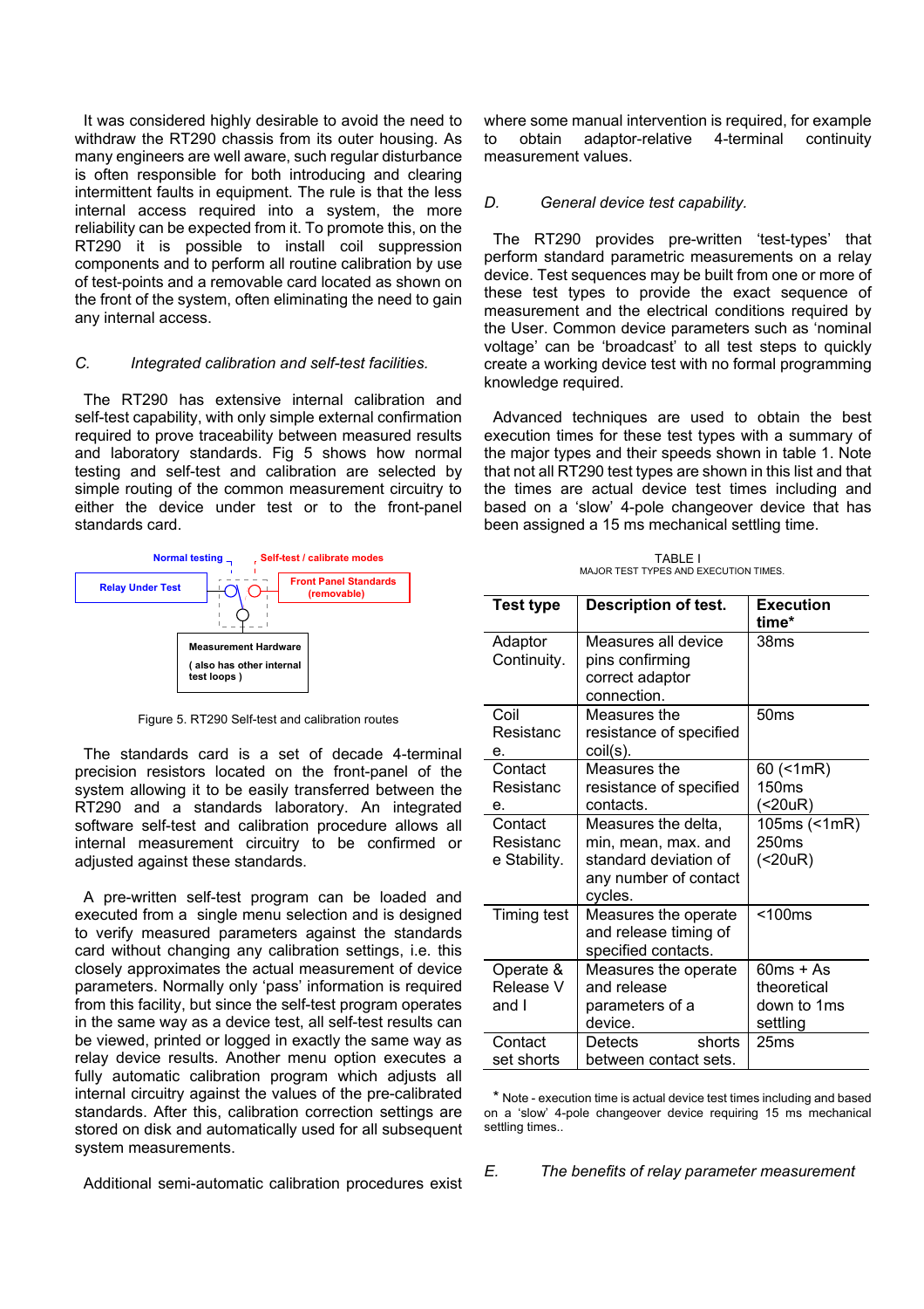It was considered highly desirable to avoid the need to withdraw the RT290 chassis from its outer housing. As many engineers are well aware, such regular disturbance is often responsible for both introducing and clearing intermittent faults in equipment. The rule is that the less internal access required into a system, the more reliability can be expected from it. To promote this, on the RT290 it is possible to install coil suppression components and to perform all routine calibration by use of test-points and a removable card located as shown on the front of the system, often eliminating the need to gain any internal access.

### *C. Integrated calibration and self-test facilities.*

The RT290 has extensive internal calibration and self-test capability, with only simple external confirmation required to prove traceability between measured results and laboratory standards. Fig 5 shows how normal testing and self-test and calibration are selected by simple routing of the common measurement circuitry to either the device under test or to the front-panel standards card.

Normal testing | Self-test / calibrate modes | Relay Under Test | Front Panel Standards (removable) | Measurement Hardware ( also has other internal test loops )

Figure 5. RT290 Self-test and calibration routes

The standards card is a set of decade 4-terminal precision resistors located on the front-panel of the system allowing it to be easily transferred between the RT290 and a standards laboratory. An integrated software self-test and calibration procedure allows all internal measurement circuitry to be confirmed or adjusted against these standards.

A pre-written self-test program can be loaded and executed from a single menu selection and is designed to verify measured parameters against the standards card without changing any calibration settings, i.e. this closely approximates the actual measurement of device parameters. Normally only 'pass' information is required from this facility, but since the self-test program operates in the same way as a device test, all self-test results can be viewed, printed or logged in exactly the same way as relay device results. Another menu option executes a fully automatic calibration program which adjusts all internal circuitry against the values of the pre-calibrated standards. After this, calibration correction settings are stored on disk and automatically used for all subsequent system measurements.

Additional semi-automatic calibration procedures exist where some manual intervention is required, for example to obtain adaptor-relative 4-terminal continuity measurement values.

### *D. General device test capability.*

The RT290 provides pre-written 'test-types' that perform standard parametric measurements on a relay device. Test sequences may be built from one or more of these test types to provide the exact sequence of measurement and the electrical conditions required by the User. Common device parameters such as 'nominal voltage' can be 'broadcast' to all test steps to quickly create a working device test with no formal programming knowledge required.

Advanced techniques are used to obtain the best execution times for these test types with a summary of the major types and their speeds shown in table 1. Note that not all RT290 test types are shown in this list and that the times are actual device test times including and based on a 'slow' 4-pole changeover device that has been assigned a 15 ms mechanical settling time.

TABLE I
MAJOR TEST TYPES AND EXECUTION TIMES.

| Test type | Description of test. | Execution time* |
|---|---|---|
| Adaptor Continuity. | Measures all device pins confirming correct adaptor connection. | 38ms |
| Coil Resistance. | Measures the resistance of specified coil(s). | 50ms |
| Contact Resistance. | Measures the resistance of specified contacts. | 60 (<1mR) 150ms (<20uR) |
| Contact Resistance Stability. | Measures the delta, min, mean, max. and standard deviation of any number of contact cycles. | 105ms (<1mR) 250ms (<20uR) |
| Timing test | Measures the operate and release timing of specified contacts. | <100ms |
| Operate & Release V and I | Measures the operate and release parameters of a device. | 60ms + As theoretical down to 1ms settling |
| Contact set shorts | Detects shorts between contact sets. | 25ms |

\* Note - execution time is actual device test times including and based on a 'slow' 4-pole changeover device requiring 15 ms mechanical settling times..

### *E. The benefits of relay parameter measurement*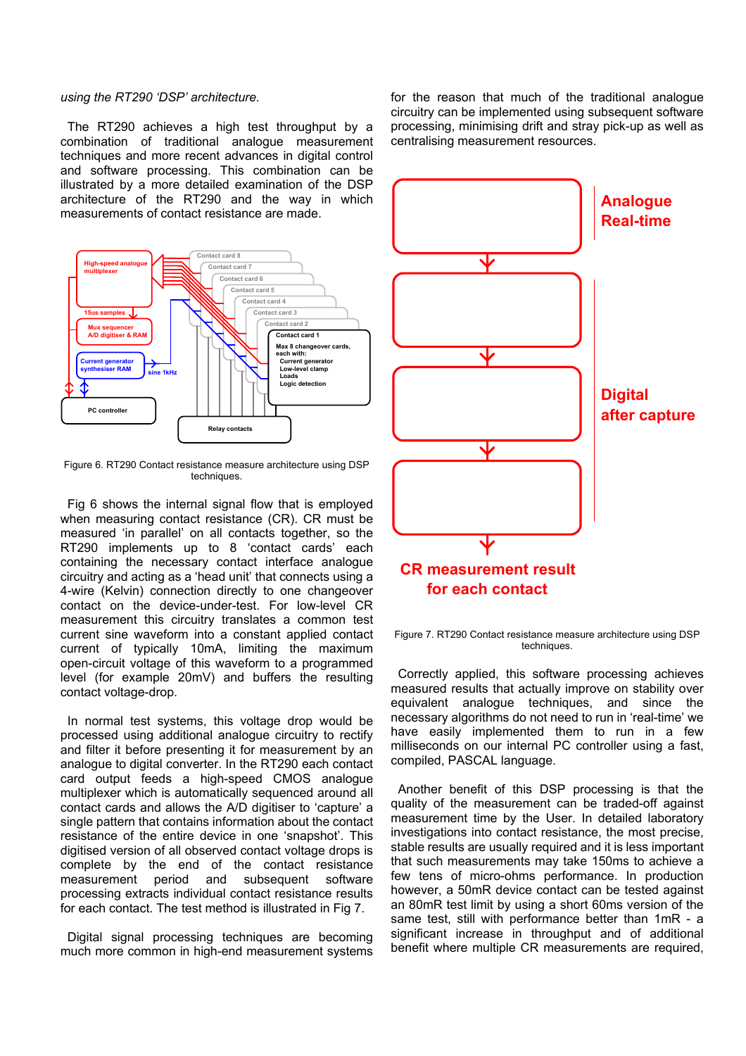*using the RT290 'DSP' architecture.*

The RT290 achieves a high test throughput by a combination of traditional analogue measurement techniques and more recent advances in digital control and software processing. This combination can be illustrated by a more detailed examination of the DSP architecture of the RT290 and the way in which measurements of contact resistance are made.

Figure 6. RT290 Contact resistance measure architecture using DSP techniques.

Fig 6 shows the internal signal flow that is employed when measuring contact resistance (CR). CR must be measured 'in parallel' on all contacts together, so the RT290 implements up to 8 'contact cards' each containing the necessary contact interface analogue circuitry and acting as a 'head unit' that connects using a 4-wire (Kelvin) connection directly to one changeover contact on the device-under-test. For low-level CR measurement this circuitry translates a common test current sine waveform into a constant applied contact current of typically 10mA, limiting the maximum open-circuit voltage of this waveform to a programmed level (for example 20mV) and buffers the resulting contact voltage-drop.

In normal test systems, this voltage drop would be processed using additional analogue circuitry to rectify and filter it before presenting it for measurement by an analogue to digital converter. In the RT290 each contact card output feeds a high-speed CMOS analogue multiplexer which is automatically sequenced around all contact cards and allows the A/D digitiser to 'capture' a single pattern that contains information about the contact resistance of the entire device in one 'snapshot'. This digitised version of all observed contact voltage drops is complete by the end of the contact resistance measurement period and subsequent software processing extracts individual contact resistance results for each contact. The test method is illustrated in Fig 7.

Digital signal processing techniques are becoming much more common in high-end measurement systems for the reason that much of the traditional analogue circuitry can be implemented using subsequent software processing, minimising drift and stray pick-up as well as centralising measurement resources.

Figure 7. RT290 Contact resistance measure architecture using DSP techniques.

Correctly applied, this software processing achieves measured results that actually improve on stability over equivalent analogue techniques, and since the necessary algorithms do not need to run in 'real-time' we have easily implemented them to run in a few milliseconds on our internal PC controller using a fast, compiled, PASCAL language.

Another benefit of this DSP processing is that the quality of the measurement can be traded-off against measurement time by the User. In detailed laboratory investigations into contact resistance, the most precise, stable results are usually required and it is less important that such measurements may take 150ms to achieve a few tens of micro-ohms performance. In production however, a 50mR device contact can be tested against an 80mR test limit by using a short 60ms version of the same test, still with performance better than 1mR - a significant increase in throughput and of additional benefit where multiple CR measurements are required,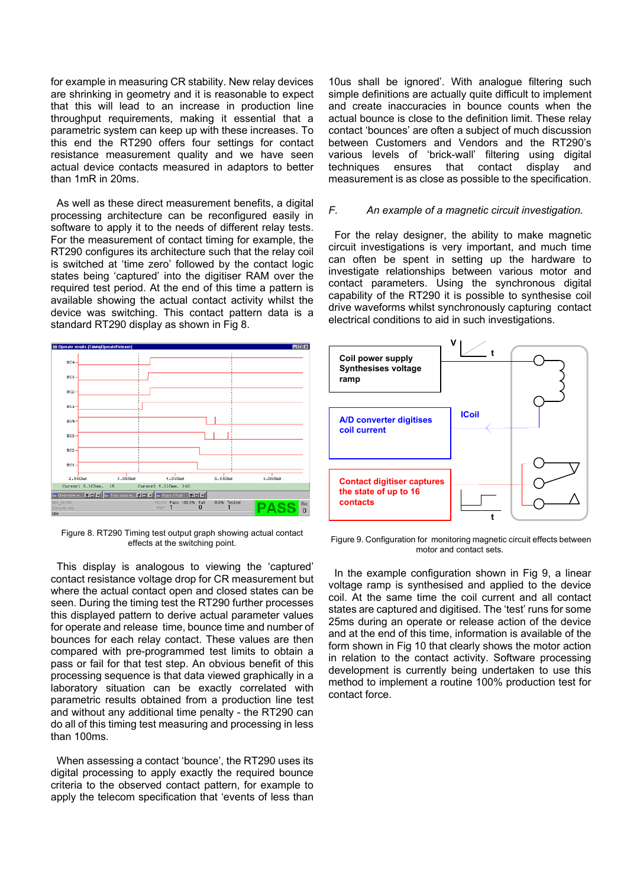for example in measuring CR stability. New relay devices are shrinking in geometry and it is reasonable to expect that this will lead to an increase in production line throughput requirements, making it essential that a parametric system can keep up with these increases. To this end the RT290 offers four settings for contact resistance measurement quality and we have seen actual device contacts measured in adaptors to better than 1mR in 20ms.

As well as these direct measurement benefits, a digital processing architecture can be reconfigured easily in software to apply it to the needs of different relay tests. For the measurement of contact timing for example, the RT290 configures its architecture such that the relay coil is switched at 'time zero' followed by the contact logic states being 'captured' into the digitiser RAM over the required test period. At the end of this time a pattern is available showing the actual contact activity whilst the device was switching. This contact pattern data is a standard RT290 display as shown in Fig 8.

Figure 8. RT290 Timing test output graph showing actual contact effects at the switching point.

This display is analogous to viewing the 'captured' contact resistance voltage drop for CR measurement but where the actual contact open and closed states can be seen. During the timing test the RT290 further processes this displayed pattern to derive actual parameter values for operate and release time, bounce time and number of bounces for each relay contact. These values are then compared with pre-programmed test limits to obtain a pass or fail for that test step. An obvious benefit of this processing sequence is that data viewed graphically in a laboratory situation can be exactly correlated with parametric results obtained from a production line test and without any additional time penalty - the RT290 can do all of this timing test measuring and processing in less than 100ms.

When assessing a contact 'bounce', the RT290 uses its digital processing to apply exactly the required bounce criteria to the observed contact pattern, for example to apply the telecom specification that 'events of less than 10us shall be ignored'. With analogue filtering such simple definitions are actually quite difficult to implement and create inaccuracies in bounce counts when the actual bounce is close to the definition limit. These relay contact 'bounces' are often a subject of much discussion between Customers and Vendors and the RT290's various levels of 'brick-wall' filtering using digital techniques ensures that contact display and measurement is as close as possible to the specification.

### *F. An example of a magnetic circuit investigation.*

For the relay designer, the ability to make magnetic circuit investigations is very important, and much time can often be spent in setting up the hardware to investigate relationships between various motor and contact parameters. Using the synchronous digital capability of the RT290 it is possible to synthesise coil drive waveforms whilst synchronously capturing contact electrical conditions to aid in such investigations.

Figure 9. Configuration for monitoring magnetic circuit effects between motor and contact sets.

In the example configuration shown in Fig 9, a linear voltage ramp is synthesised and applied to the device coil. At the same time the coil current and all contact states are captured and digitised. The 'test' runs for some 25ms during an operate or release action of the device and at the end of this time, information is available of the form shown in Fig 10 that clearly shows the motor action in relation to the contact activity. Software processing development is currently being undertaken to use this method to implement a routine 100% production test for contact force.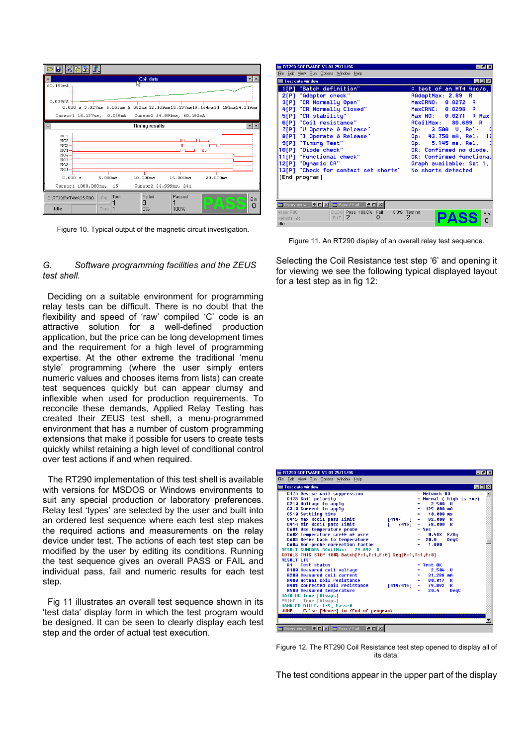Figure 10. Typical output of the magnetic circuit investigation.

Figure 11. An RT290 display of an overall relay test sequence.

### G. *Software programming facilities and the ZEUS test shell.*

Deciding on a suitable environment for programming relay tests can be difficult. There is no doubt that the flexibility and speed of 'raw' compiled 'C' code is an attractive solution for a well-defined production application, but the price can be long development times and the requirement for a high level of programming expertise. At the other extreme the traditional 'menu style' programming (where the user simply enters numeric values and chooses items from lists) can create test sequences quickly but can appear clumsy and inflexible when used for production requirements. To reconcile these demands, Applied Relay Testing has created their ZEUS test shell, a menu-programmed environment that has a number of custom programming extensions that make it possible for users to create tests quickly whilst retaining a high level of conditional control over test actions if and when required.

The RT290 implementation of this test shell is available with versions for MSDOS or Windows environments to suit any special production or laboratory preferences. Relay test 'types' are selected by the user and built into an ordered test sequence where each test step makes the required actions and measurements on the relay device under test. The actions of each test step can be modified by the user by editing its conditions. Running the test sequence gives an overall PASS or FAIL and individual pass, fail and numeric results for each test step.

Fig 11 illustrates an overall test sequence shown in its 'test data' display form in which the test program would be designed. It can be seen to clearly display each test step and the order of actual test execution.

Selecting the Coil Resistance test step '6' and opening it for viewing we see the following typical displayed layout for a test step as in fig 12:

Figure 12. The RT290 Coil Resistance test step opened to display all of its data.

The test conditions appear in the upper part of the display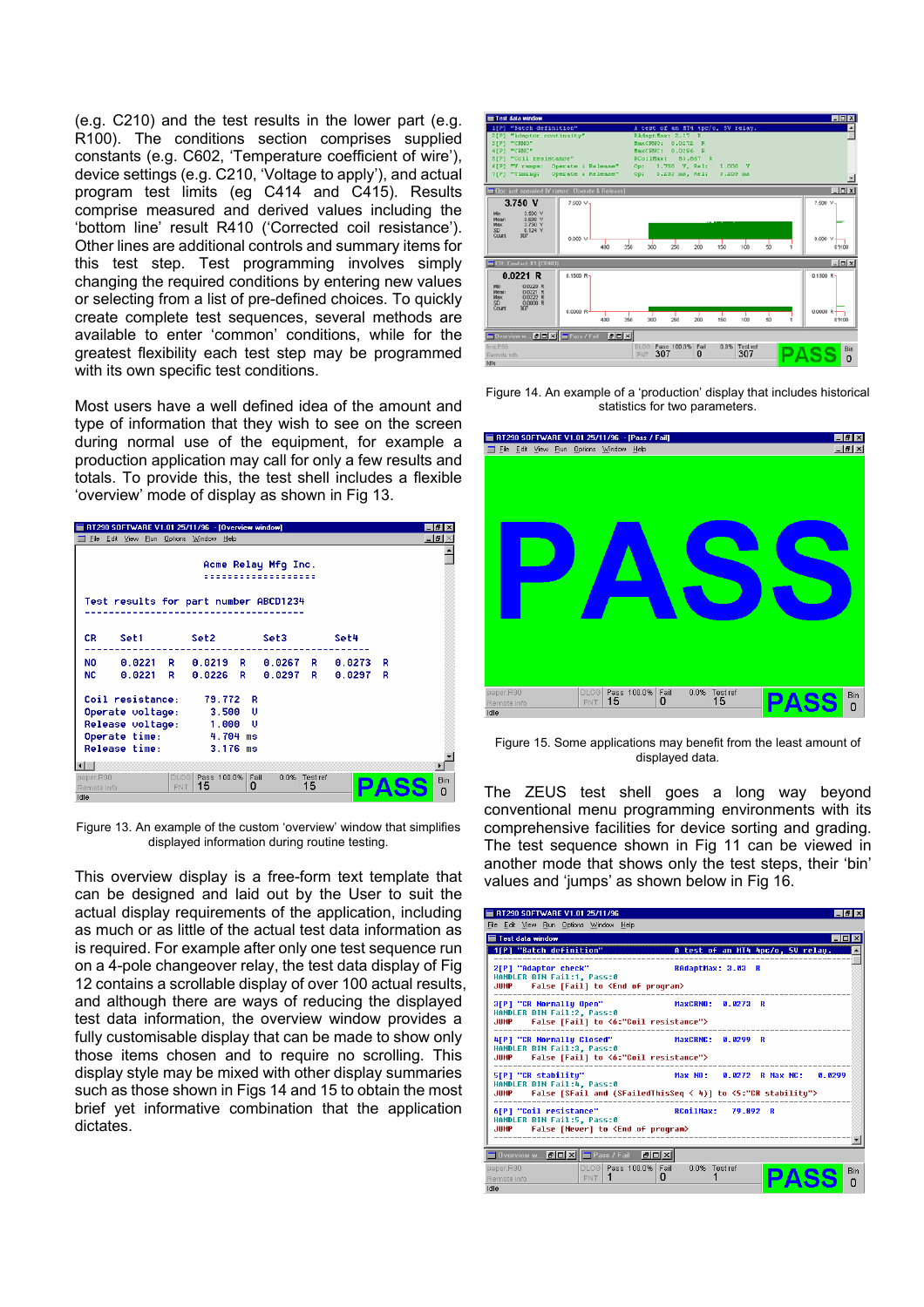(e.g. C210) and the test results in the lower part (e.g. R100). The conditions section comprises supplied constants (e.g. C602, 'Temperature coefficient of wire'), device settings (e.g. C210, 'Voltage to apply'), and actual program test limits (eg C414 and C415). Results comprise measured and derived values including the 'bottom line' result R410 ('Corrected coil resistance'). Other lines are additional controls and summary items for this test step. Test programming involves simply changing the required conditions by entering new values or selecting from a list of pre-defined choices. To quickly create complete test sequences, several methods are available to enter 'common' conditions, while for the greatest flexibility each test step may be programmed with its own specific test conditions.

Most users have a well defined idea of the amount and type of information that they wish to see on the screen during normal use of the equipment, for example a production application may call for only a few results and totals. To provide this, the test shell includes a flexible 'overview' mode of display as shown in Fig 13.

Figure 13. An example of the custom 'overview' window that simplifies displayed information during routine testing.

This overview display is a free-form text template that can be designed and laid out by the User to suit the actual display requirements of the application, including as much or as little of the actual test data information as is required. For example after only one test sequence run on a 4-pole changeover relay, the test data display of Fig 12 contains a scrollable display of over 100 actual results, and although there are ways of reducing the displayed test data information, the overview window provides a fully customisable display that can be made to show only those items chosen and to require no scrolling. This display style may be mixed with other display summaries such as those shown in Figs 14 and 15 to obtain the most brief yet informative combination that the application dictates.

Figure 14. An example of a 'production' display that includes historical statistics for two parameters.

Figure 15. Some applications may benefit from the least amount of displayed data.

The ZEUS test shell goes a long way beyond conventional menu programming environments with its comprehensive facilities for device sorting and grading. The test sequence shown in Fig 11 can be viewed in another mode that shows only the test steps, their 'bin' values and 'jumps' as shown below in Fig 16.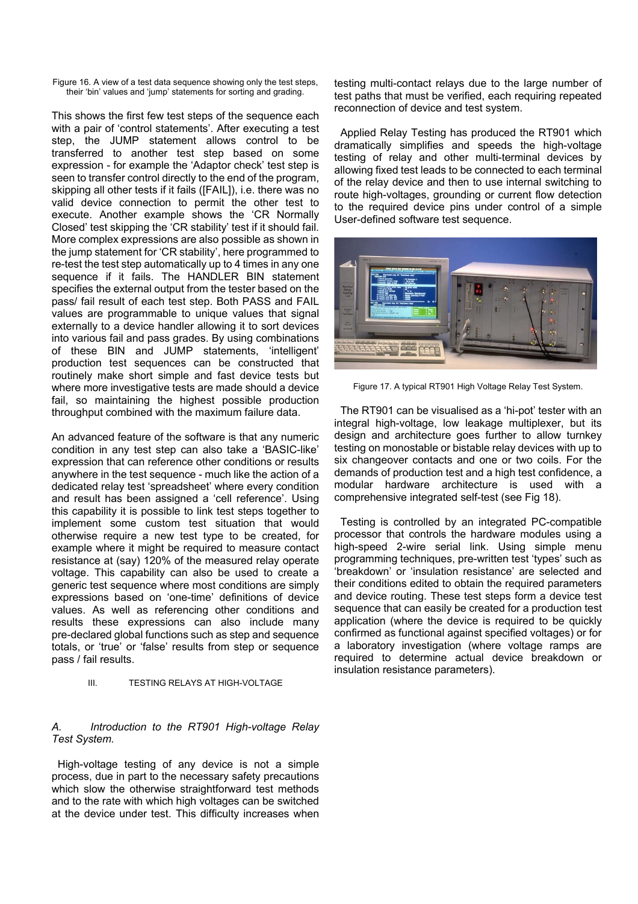Figure 16. A view of a test data sequence showing only the test steps, their 'bin' values and 'jump' statements for sorting and grading.

This shows the first few test steps of the sequence each with a pair of 'control statements'. After executing a test step, the JUMP statement allows control to be transferred to another test step based on some expression - for example the 'Adaptor check' test step is seen to transfer control directly to the end of the program, skipping all other tests if it fails ([FAIL]), i.e. there was no valid device connection to permit the other test to execute. Another example shows the 'CR Normally Closed' test skipping the 'CR stability' test if it should fail. More complex expressions are also possible as shown in the jump statement for 'CR stability', here programmed to re-test the test step automatically up to 4 times in any one sequence if it fails. The HANDLER BIN statement specifies the external output from the tester based on the pass/ fail result of each test step. Both PASS and FAIL values are programmable to unique values that signal externally to a device handler allowing it to sort devices into various fail and pass grades. By using combinations of these BIN and JUMP statements, 'intelligent' production test sequences can be constructed that routinely make short simple and fast device tests but where more investigative tests are made should a device fail, so maintaining the highest possible production throughput combined with the maximum failure data.

An advanced feature of the software is that any numeric condition in any test step can also take a 'BASIC-like' expression that can reference other conditions or results anywhere in the test sequence - much like the action of a dedicated relay test 'spreadsheet' where every condition and result has been assigned a 'cell reference'. Using this capability it is possible to link test steps together to implement some custom test situation that would otherwise require a new test type to be created, for example where it might be required to measure contact resistance at (say) 120% of the measured relay operate voltage. This capability can also be used to create a generic test sequence where most conditions are simply expressions based on 'one-time' definitions of device values. As well as referencing other conditions and results these expressions can also include many pre-declared global functions such as step and sequence totals, or 'true' or 'false' results from step or sequence pass / fail results.

## III. TESTING RELAYS AT HIGH-VOLTAGE

### *A. Introduction to the RT901 High-voltage Relay Test System.*

High-voltage testing of any device is not a simple process, due in part to the necessary safety precautions which slow the otherwise straightforward test methods and to the rate with which high voltages can be switched at the device under test. This difficulty increases when testing multi-contact relays due to the large number of test paths that must be verified, each requiring repeated reconnection of device and test system.

Applied Relay Testing has produced the RT901 which dramatically simplifies and speeds the high-voltage testing of relay and other multi-terminal devices by allowing fixed test leads to be connected to each terminal of the relay device and then to use internal switching to route high-voltages, grounding or current flow detection to the required device pins under control of a simple User-defined software test sequence.

Figure 17. A typical RT901 High Voltage Relay Test System.

The RT901 can be visualised as a 'hi-pot' tester with an integral high-voltage, low leakage multiplexer, but its design and architecture goes further to allow turnkey testing on monostable or bistable relay devices with up to six changeover contacts and one or two coils. For the demands of production test and a high test confidence, a modular hardware architecture is used with a comprehensive integrated self-test (see Fig 18).

Testing is controlled by an integrated PC-compatible processor that controls the hardware modules using a high-speed 2-wire serial link. Using simple menu programming techniques, pre-written test 'types' such as 'breakdown' or 'insulation resistance' are selected and their conditions edited to obtain the required parameters and device routing. These test steps form a device test sequence that can easily be created for a production test application (where the device is required to be quickly confirmed as functional against specified voltages) or for a laboratory investigation (where voltage ramps are required to determine actual device breakdown or insulation resistance parameters).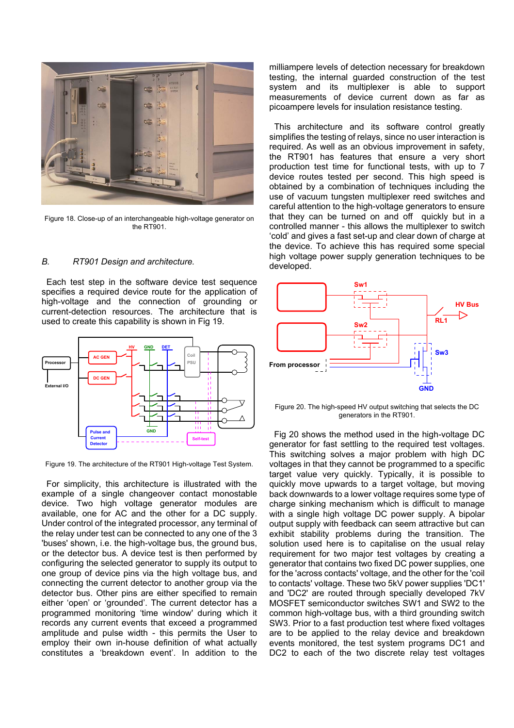Figure 18. Close-up of an interchangeable high-voltage generator on the RT901.

### B. *RT901 Design and architecture.*

Each test step in the software device test sequence specifies a required device route for the application of high-voltage and the connection of grounding or current-detection resources. The architecture that is used to create this capability is shown in Fig 19.

Figure 19. The architecture of the RT901 High-voltage Test System.

For simplicity, this architecture is illustrated with the example of a single changeover contact monostable device. Two high voltage generator modules are available, one for AC and the other for a DC supply. Under control of the integrated processor, any terminal of the relay under test can be connected to any one of the 3 'buses' shown, i.e. the high-voltage bus, the ground bus, or the detector bus. A device test is then performed by configuring the selected generator to supply its output to one group of device pins via the high voltage bus, and connecting the current detector to another group via the detector bus. Other pins are either specified to remain either 'open' or 'grounded'. The current detector has a programmed monitoring 'time window' during which it records any current events that exceed a programmed amplitude and pulse width - this permits the User to employ their own in-house definition of what actually constitutes a 'breakdown event'. In addition to the milliampere levels of detection necessary for breakdown testing, the internal guarded construction of the test system and its multiplexer is able to support measurements of device current down as far as picoampere levels for insulation resistance testing.

This architecture and its software control greatly simplifies the testing of relays, since no user interaction is required. As well as an obvious improvement in safety, the RT901 has features that ensure a very short production test time for functional tests, with up to 7 device routes tested per second. This high speed is obtained by a combination of techniques including the use of vacuum tungsten multiplexer reed switches and careful attention to the high-voltage generators to ensure that they can be turned on and off quickly but in a controlled manner - this allows the multiplexer to switch 'cold' and gives a fast set-up and clear down of charge at the device. To achieve this has required some special high voltage power supply generation techniques to be developed.

Figure 20. The high-speed HV output switching that selects the DC generators in the RT901.

Fig 20 shows the method used in the high-voltage DC generator for fast settling to the required test voltages. This switching solves a major problem with high DC voltages in that they cannot be programmed to a specific target value very quickly. Typically, it is possible to quickly move upwards to a target voltage, but moving back downwards to a lower voltage requires some type of charge sinking mechanism which is difficult to manage with a single high voltage DC power supply. A bipolar output supply with feedback can seem attractive but can exhibit stability problems during the transition. The solution used here is to capitalise on the usual relay requirement for two major test voltages by creating a generator that contains two fixed DC power supplies, one for the 'across contacts' voltage, and the other for the 'coil to contacts' voltage. These two 5kV power supplies 'DC1' and 'DC2' are routed through specially developed 7kV MOSFET semiconductor switches SW1 and SW2 to the common high-voltage bus, with a third grounding switch SW3. Prior to a fast production test where fixed voltages are to be applied to the relay device and breakdown events monitored, the test system programs DC1 and DC2 to each of the two discrete relay test voltages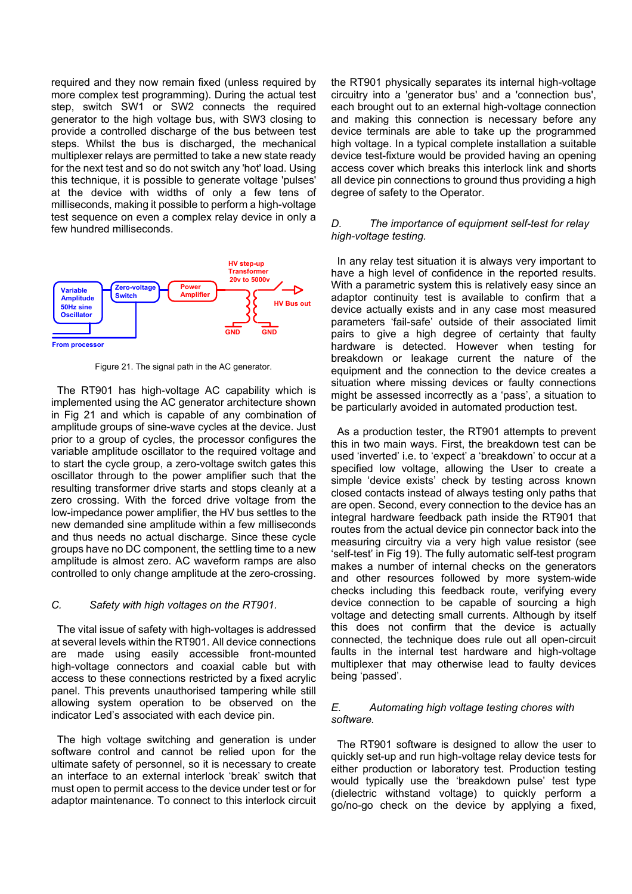required and they now remain fixed (unless required by more complex test programming). During the actual test step, switch SW1 or SW2 connects the required generator to the high voltage bus, with SW3 closing to provide a controlled discharge of the bus between test steps. Whilst the bus is discharged, the mechanical multiplexer relays are permitted to take a new state ready for the next test and so do not switch any 'hot' load. Using this technique, it is possible to generate voltage 'pulses' at the device with widths of only a few tens of milliseconds, making it possible to perform a high-voltage test sequence on even a complex relay device in only a few hundred milliseconds.

Variable Amplitude 50Hz sine Oscillator | Zero-voltage Switch | Power Amplifier | HV step-up Transformer 20v to 5000v | HV Bus out | GND | GND | From processor

Figure 21. The signal path in the AC generator.

The RT901 has high-voltage AC capability which is implemented using the AC generator architecture shown in Fig 21 and which is capable of any combination of amplitude groups of sine-wave cycles at the device. Just prior to a group of cycles, the processor configures the variable amplitude oscillator to the required voltage and to start the cycle group, a zero-voltage switch gates this oscillator through to the power amplifier such that the resulting transformer drive starts and stops cleanly at a zero crossing. With the forced drive voltage from the low-impedance power amplifier, the HV bus settles to the new demanded sine amplitude within a few milliseconds and thus needs no actual discharge. Since these cycle groups have no DC component, the settling time to a new amplitude is almost zero. AC waveform ramps are also controlled to only change amplitude at the zero-crossing.

### *C. Safety with high voltages on the RT901.*

The vital issue of safety with high-voltages is addressed at several levels within the RT901. All device connections are made using easily accessible front-mounted high-voltage connectors and coaxial cable but with access to these connections restricted by a fixed acrylic panel. This prevents unauthorised tampering while still allowing system operation to be observed on the indicator Led's associated with each device pin.

The high voltage switching and generation is under software control and cannot be relied upon for the ultimate safety of personnel, so it is necessary to create an interface to an external interlock 'break' switch that must open to permit access to the device under test or for adaptor maintenance. To connect to this interlock circuit the RT901 physically separates its internal high-voltage circuitry into a 'generator bus' and a 'connection bus', each brought out to an external high-voltage connection and making this connection is necessary before any device terminals are able to take up the programmed high voltage. In a typical complete installation a suitable device test-fixture would be provided having an opening access cover which breaks this interlock link and shorts all device pin connections to ground thus providing a high degree of safety to the Operator.

### *D. The importance of equipment self-test for relay high-voltage testing.*

In any relay test situation it is always very important to have a high level of confidence in the reported results. With a parametric system this is relatively easy since an adaptor continuity test is available to confirm that a device actually exists and in any case most measured parameters 'fail-safe' outside of their associated limit pairs to give a high degree of certainty that faulty hardware is detected. However when testing for breakdown or leakage current the nature of the equipment and the connection to the device creates a situation where missing devices or faulty connections might be assessed incorrectly as a 'pass', a situation to be particularly avoided in automated production test.

As a production tester, the RT901 attempts to prevent this in two main ways. First, the breakdown test can be used 'inverted' i.e. to 'expect' a 'breakdown' to occur at a specified low voltage, allowing the User to create a simple 'device exists' check by testing across known closed contacts instead of always testing only paths that are open. Second, every connection to the device has an integral hardware feedback path inside the RT901 that routes from the actual device pin connector back into the measuring circuitry via a very high value resistor (see 'self-test' in Fig 19). The fully automatic self-test program makes a number of internal checks on the generators and other resources followed by more system-wide checks including this feedback route, verifying every device connection to be capable of sourcing a high voltage and detecting small currents. Although by itself this does not confirm that the device is actually connected, the technique does rule out all open-circuit faults in the internal test hardware and high-voltage multiplexer that may otherwise lead to faulty devices being 'passed'.

### *E. Automating high voltage testing chores with software.*

The RT901 software is designed to allow the user to quickly set-up and run high-voltage relay device tests for either production or laboratory test. Production testing would typically use the 'breakdown pulse' test type (dielectric withstand voltage) to quickly perform a go/no-go check on the device by applying a fixed,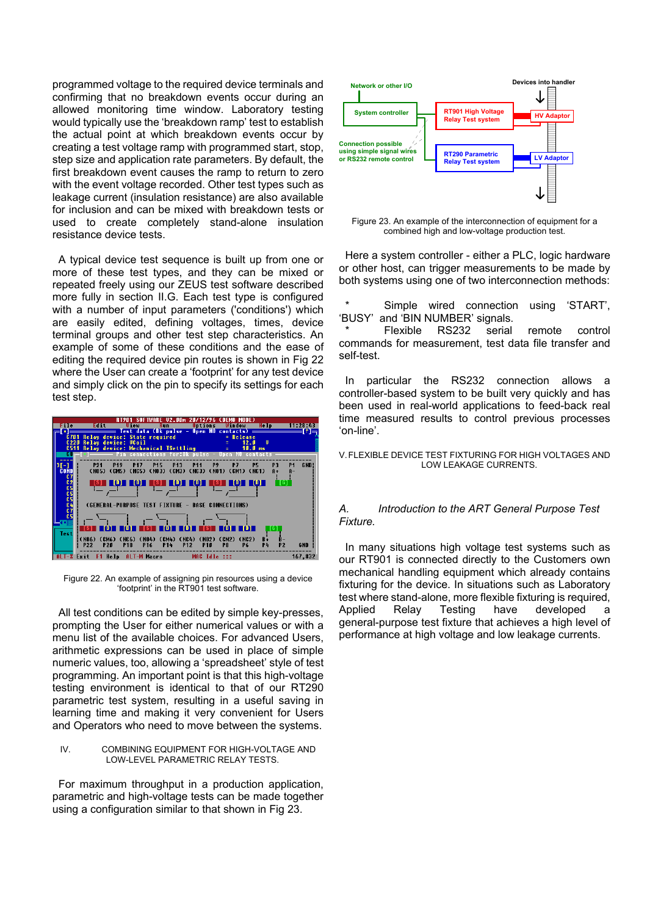programmed voltage to the required device terminals and confirming that no breakdown events occur during an allowed monitoring time window. Laboratory testing would typically use the 'breakdown ramp' test to establish the actual point at which breakdown events occur by creating a test voltage ramp with programmed start, stop, step size and application rate parameters. By default, the first breakdown event causes the ramp to return to zero with the event voltage recorded. Other test types such as leakage current (insulation resistance) are also available for inclusion and can be mixed with breakdown tests or used to create completely stand-alone insulation resistance device tests.

A typical device test sequence is built up from one or more of these test types, and they can be mixed or repeated freely using our ZEUS test software described more fully in section II.G. Each test type is configured with a number of input parameters ('conditions') which are easily edited, defining voltages, times, device terminal groups and other test step characteristics. An example of some of these conditions and the ease of editing the required device pin routes is shown in Fig 22 where the User can create a 'footprint' for any test device and simply click on the pin to specify its settings for each test step.

Figure 22. An example of assigning pin resources using a device 'footprint' in the RT901 test software.

All test conditions can be edited by simple key-presses, prompting the User for either numerical values or with a menu list of the available choices. For advanced Users, arithmetic expressions can be used in place of simple numeric values, too, allowing a 'spreadsheet' style of test programming. An important point is that this high-voltage testing environment is identical to that of our RT290 parametric test system, resulting in a useful saving in learning time and making it very convenient for Users and Operators who need to move between the systems.

## IV. COMBINING EQUIPMENT FOR HIGH-VOLTAGE AND LOW-LEVEL PARAMETRIC RELAY TESTS.

For maximum throughput in a production application, parametric and high-voltage tests can be made together using a configuration similar to that shown in Fig 23.

Figure 23. An example of the interconnection of equipment for a combined high and low-voltage production test.

Here a system controller - either a PLC, logic hardware or other host, can trigger measurements to be made by both systems using one of two interconnection methods:

* Simple wired connection using 'START', 'BUSY' and 'BIN NUMBER' signals.
* Flexible RS232 serial remote control commands for measurement, test data file transfer and self-test.

In particular the RS232 connection allows a controller-based system to be built very quickly and has been used in real-world applications to feed-back real time measured results to control previous processes 'on-line'.

## V. FLEXIBLE DEVICE TEST FIXTURING FOR HIGH VOLTAGES AND LOW LEAKAGE CURRENTS.

### *A. Introduction to the ART General Purpose Test Fixture.*

In many situations high voltage test systems such as our RT901 is connected directly to the Customers own mechanical handling equipment which already contains fixturing for the device. In situations such as Laboratory test where stand-alone, more flexible fixturing is required, Applied Relay Testing have developed a general-purpose test fixture that achieves a high level of performance at high voltage and low leakage currents.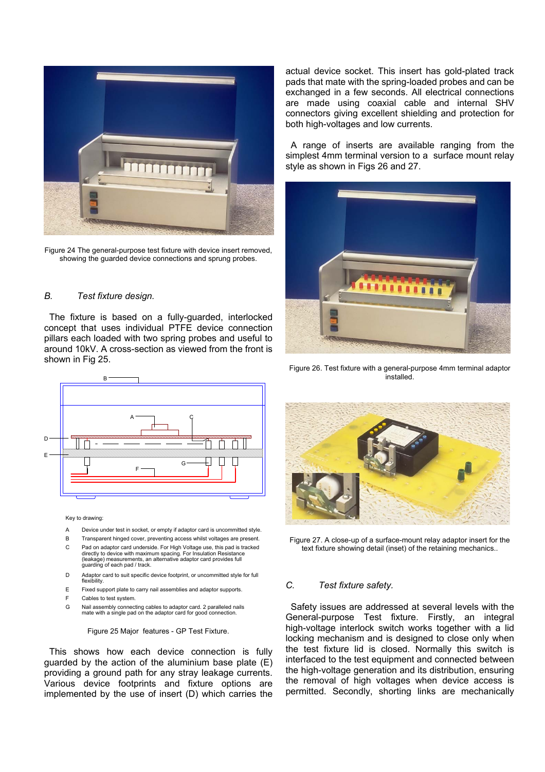Figure 24 The general-purpose test fixture with device insert removed, showing the guarded device connections and sprung probes.

### B. Test fixture design.

The fixture is based on a fully-guarded, interlocked concept that uses individual PTFE device connection pillars each loaded with two spring probes and useful to around 10kV. A cross-section as viewed from the front is shown in Fig 25.

Key to drawing:

- A Device under test in socket, or empty if adaptor card is uncommitted style.
- B Transparent hinged cover, preventing access whilst voltages are present.
- C Pad on adaptor card underside. For High Voltage use, this pad is tracked directly to device with maximum spacing. For Insulation Resistance (leakage) measurements, an alternative adaptor card provides full guarding of each pad / track.
- D Adaptor card to suit specific device footprint, or uncommitted style for full flexibility.
- E Fixed support plate to carry nail assemblies and adaptor supports.
- F Cables to test system.
- G Nail assembly connecting cables to adaptor card. 2 paralleled nails mate with a single pad on the adaptor card for good connection.

Figure 25 Major features - GP Test Fixture.

This shows how each device connection is fully guarded by the action of the aluminium base plate (E) providing a ground path for any stray leakage currents. Various device footprints and fixture options are implemented by the use of insert (D) which carries the actual device socket. This insert has gold-plated track pads that mate with the spring-loaded probes and can be exchanged in a few seconds. All electrical connections are made using coaxial cable and internal SHV connectors giving excellent shielding and protection for both high-voltages and low currents.

A range of inserts are available ranging from the simplest 4mm terminal version to a surface mount relay style as shown in Figs 26 and 27.

Figure 26. Test fixture with a general-purpose 4mm terminal adaptor installed.

Figure 27. A close-up of a surface-mount relay adaptor insert for the text fixture showing detail (inset) of the retaining mechanics..

### C. Test fixture safety.

Safety issues are addressed at several levels with the General-purpose Test fixture. Firstly, an integral high-voltage interlock switch works together with a lid locking mechanism and is designed to close only when the test fixture lid is closed. Normally this switch is interfaced to the test equipment and connected between the high-voltage generation and its distribution, ensuring the removal of high voltages when device access is permitted. Secondly, shorting links are mechanically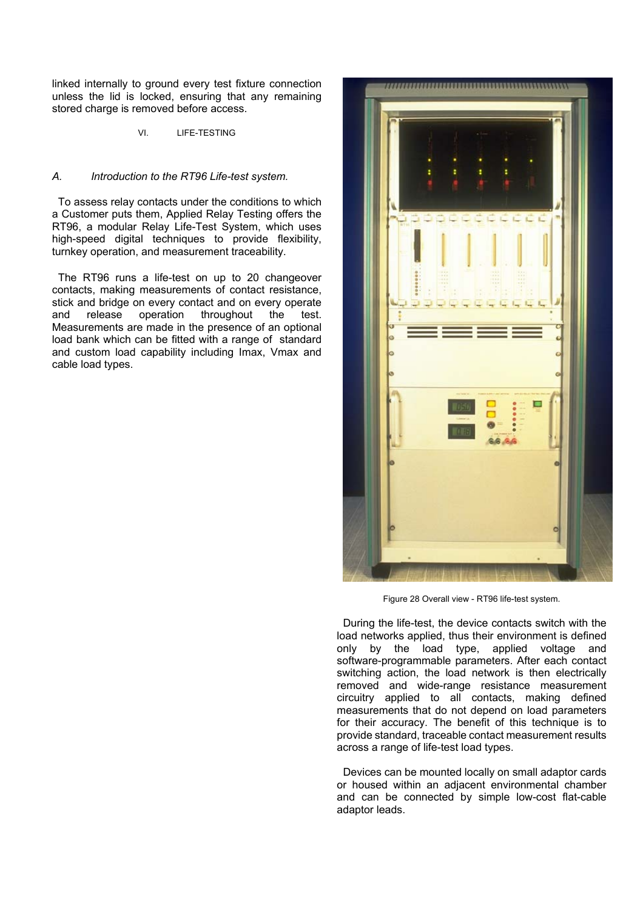linked internally to ground every test fixture connection unless the lid is locked, ensuring that any remaining stored charge is removed before access.

## VI. LIFE-TESTING

### *A. Introduction to the RT96 Life-test system.*

To assess relay contacts under the conditions to which a Customer puts them, Applied Relay Testing offers the RT96, a modular Relay Life-Test System, which uses high-speed digital techniques to provide flexibility, turnkey operation, and measurement traceability.

The RT96 runs a life-test on up to 20 changeover contacts, making measurements of contact resistance, stick and bridge on every contact and on every operate and release operation throughout the test. Measurements are made in the presence of an optional load bank which can be fitted with a range of standard and custom load capability including Imax, Vmax and cable load types.

Figure 28 Overall view - RT96 life-test system.

During the life-test, the device contacts switch with the load networks applied, thus their environment is defined only by the load type, applied voltage and software-programmable parameters. After each contact switching action, the load network is then electrically removed and wide-range resistance measurement circuitry applied to all contacts, making measurements that do not depend on load parameters for their accuracy. The benefit of this technique is to provide standard, traceable contact measurement results across a range of life-test load types.

Devices can be mounted locally on small adaptor cards or housed within an adjacent environmental chamber and can be connected by simple low-cost flat-cable adaptor leads.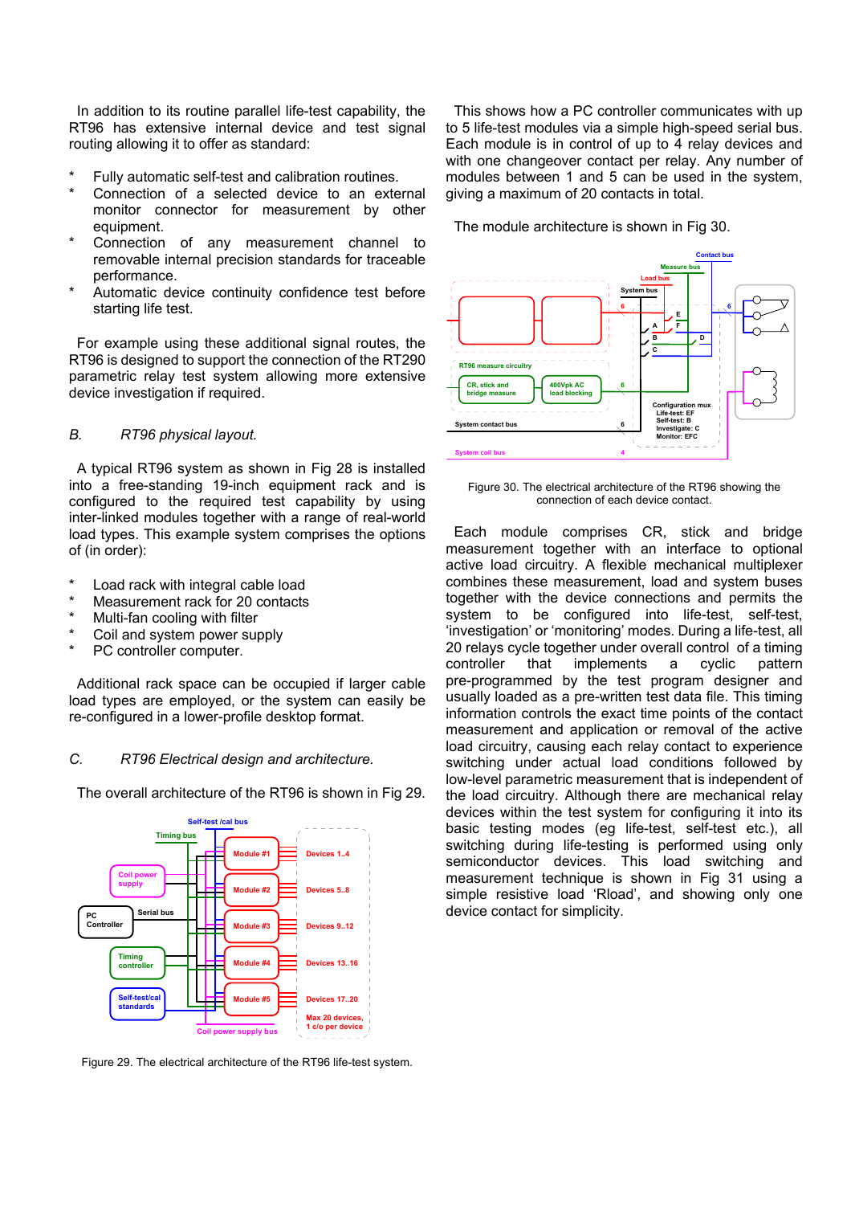In addition to its routine parallel life-test capability, the RT96 has extensive internal device and test signal routing allowing it to offer as standard:

* Fully automatic self-test and calibration routines.
* Connection of a selected device to an external monitor connector for measurement by other equipment.
* Connection of any measurement channel to removable internal precision standards for traceable performance.
* Automatic device continuity confidence test before starting life test.

For example using these additional signal routes, the RT96 is designed to support the connection of the RT290 parametric relay test system allowing more extensive device investigation if required.

*B. RT96 physical layout.*

A typical RT96 system as shown in Fig 28 is installed into a free-standing 19-inch equipment rack and is configured to the required test capability by using inter-linked modules together with a range of real-world load types. This example system comprises the options of (in order):

* Load rack with integral cable load
* Measurement rack for 20 contacts
* Multi-fan cooling with filter
* Coil and system power supply
* PC controller computer.

Additional rack space can be occupied if larger cable load types are employed, or the system can easily be re-configured in a lower-profile desktop format.

*C. RT96 Electrical design and architecture.*

The overall architecture of the RT96 is shown in Fig 29.

Figure 29. The electrical architecture of the RT96 life-test system.

This shows how a PC controller communicates with up to 5 life-test modules via a simple high-speed serial bus. Each module is in control of up to 4 relay devices and with one changeover contact per relay. Any number of modules between 1 and 5 can be used in the system, giving a maximum of 20 contacts in total.

The module architecture is shown in Fig 30.

Figure 30. The electrical architecture of the RT96 showing the connection of each device contact.

Each module comprises CR, stick and bridge measurement together with an interface to optional active load circuitry. A flexible mechanical multiplexer combines these measurement, load and system buses together with the device connections and permits the system to be configured into life-test, self-test, 'investigation' or 'monitoring' modes. During a life-test, all 20 relays cycle together under overall control of a timing controller that implements a cyclic pattern pre-programmed by the test program designer and usually loaded as a pre-written test data file. This timing information controls the exact time points of the contact measurement and application or removal of the active load circuitry, causing each relay contact to experience switching under actual load conditions followed by low-level parametric measurement that is independent of the load circuitry. Although there are mechanical relay devices within the test system for configuring it into its basic testing modes (eg life-test, self-test etc.), all switching during life-testing is performed using only semiconductor devices. This load switching and measurement technique is shown in Fig 31 using a simple resistive load 'Rload', and showing only one device contact for simplicity.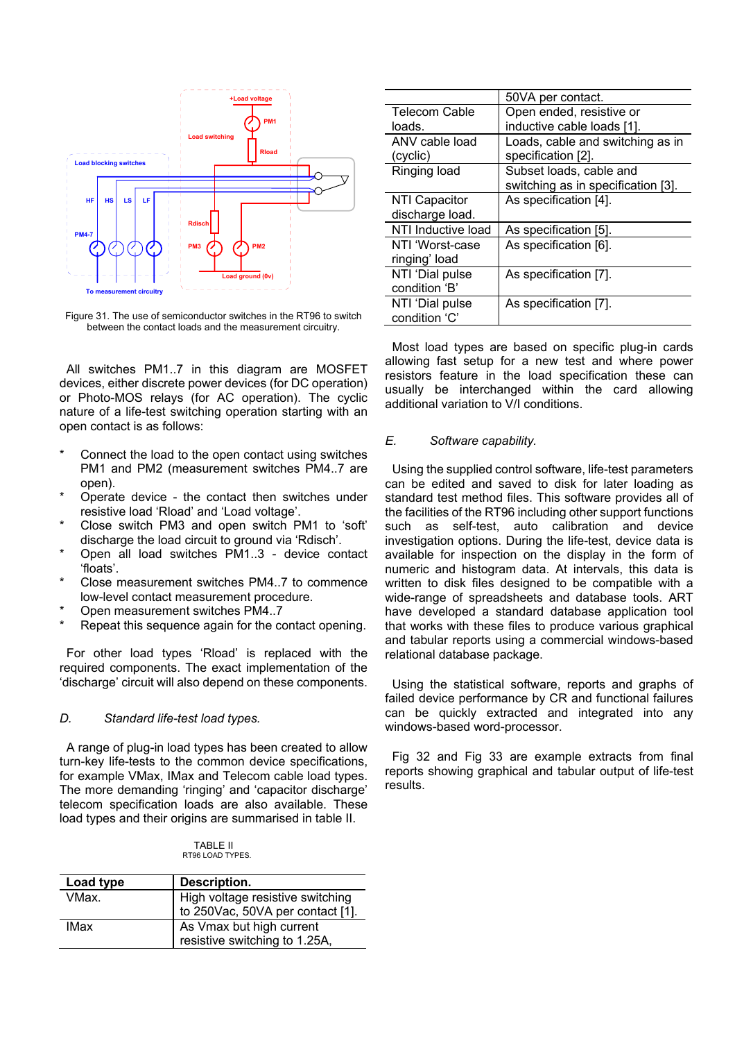Figure 31. The use of semiconductor switches in the RT96 to switch between the contact loads and the measurement circuitry.

All switches PM1..7 in this diagram are MOSFET devices, either discrete power devices (for DC operation) or Photo-MOS relays (for AC operation). The cyclic nature of a life-test switching operation starting with an open contact is as follows:

* Connect the load to the open contact using switches PM1 and PM2 (measurement switches PM4..7 are open).
* Operate device - the contact then switches under resistive load 'Rload' and 'Load voltage'.
* Close switch PM3 and open switch PM1 to 'soft' discharge the load circuit to ground via 'Rdisch'.
* Open all load switches PM1..3 - device contact 'floats'.
* Close measurement switches PM4..7 to commence low-level contact measurement procedure.
* Open measurement switches PM4..7
* Repeat this sequence again for the contact opening.

For other load types 'Rload' is replaced with the required components. The exact implementation of the 'discharge' circuit will also depend on these components.

### D. *Standard life-test load types.*

A range of plug-in load types has been created to allow turn-key life-tests to the common device specifications, for example VMax, IMax and Telecom cable load types. The more demanding 'ringing' and 'capacitor discharge' telecom specification loads are also available. These load types and their origins are summarised in table II.

TABLE II
RT96 LOAD TYPES.

| Load type | Description. |
|---|---|
| VMax. | High voltage resistive switching to 250Vac, 50VA per contact [1]. |
| IMax | As Vmax but high current resistive switching to 1.25A, 50VA per contact. |
| Telecom Cable loads. | Open ended, resistive or inductive cable loads [1]. |
| ANV cable load (cyclic) | Loads, cable and switching as in specification [2]. |
| Ringing load | Subset loads, cable and switching as in specification [3]. |
| NTI Capacitor discharge load. | As specification [4]. |
| NTI Inductive load | As specification [5]. |
| NTI 'Worst-case ringing' load | As specification [6]. |
| NTI 'Dial pulse condition 'B' | As specification [7]. |
| NTI 'Dial pulse condition 'C' | As specification [7]. |

Most load types are based on specific plug-in cards allowing fast setup for a new test and where power resistors feature in the load specification these can usually be interchanged within the card allowing additional variation to V/I conditions.

### E. *Software capability.*

Using the supplied control software, life-test parameters can be edited and saved to disk for later loading as standard test method files. This software provides all of the facilities of the RT96 including other support functions such as self-test, auto calibration and device investigation options. During the life-test, device data is available for inspection on the display in the form of numeric and histogram data. At intervals, this data is written to disk files designed to be compatible with a wide-range of spreadsheets and database tools. ART have developed a standard database application tool that works with these files to produce various graphical and tabular reports using a commercial windows-based relational database package.

Using the statistical software, reports and graphs of failed device performance by CR and functional failures can be quickly extracted and integrated into any windows-based word-processor.

Fig 32 and Fig 33 are example extracts from final reports showing graphical and tabular output of life-test results.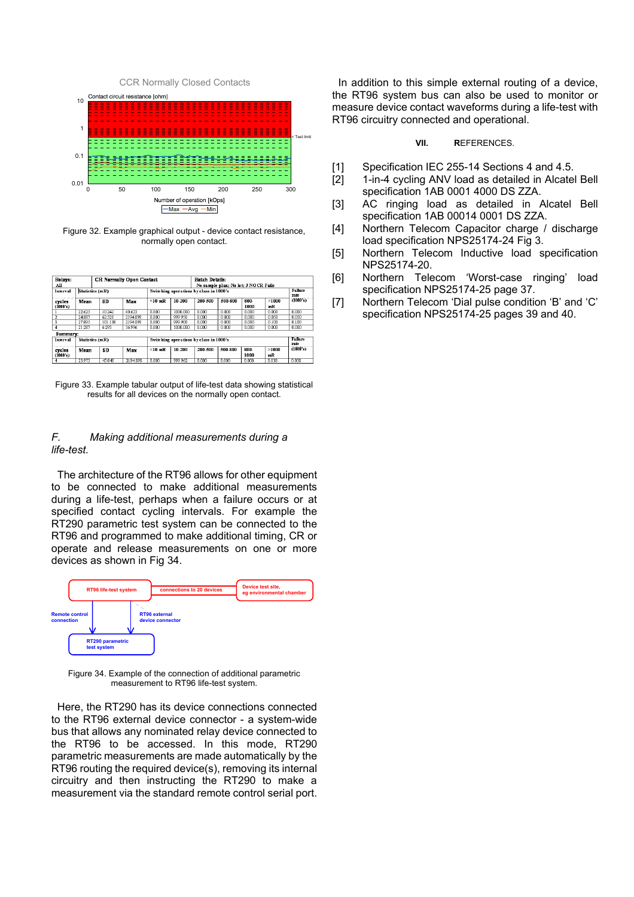CCR Normally Closed Contacts

Contact circuit resistance [ohm]

10

1

0.1

0.01

< Test limit

0 50 100 150 200 250 300

Number of operation [kOps]

Max Avg Min

Figure 32. Example graphical output - device contact resistance, normally open contact.

| Relays: All | | CR Normally Open Contact | | Batch Details: No sample plan; No lot; 3 NO CR Fails | | | | | | |
|---|---|---|---|---|---|---|---|---|---|---|
| Interval | Statistics (mR) | | | Switching operations by class in 1000's | | | | | | Failure rate |
| cycles (1000's) | Mean | SD | Max | <10 mR | 10-200 | 200-500 | 500-800 | 800-1000 | >1000 mR | (1000's) |
| 1 | 22.623 | 10.242 | 60.623 | 0.000 | 1000.000 | 0.000 | 0.000 | 0.000 | 0.000 | 0.000 |
| 2 | 24.887 | 62.528 | 2194.890 | 0.000 | 999.950 | 0.000 | 0.000 | 0.000 | 0.050 | 0.050 |
| 3 | 27.093 | 101.130 | 2194.890 | 0.000 | 999.900 | 0.000 | 0.000 | 0.000 | 0.100 | 0.100 |
| 4 | 21.287 | 6.293 | 36.996 | 0.000 | 1000.000 | 0.000 | 0.000 | 0.000 | 0.000 | 0.000 |
| Summary: | | | | | | | | | | |
| Interval | Statistics (mR) | | | Switching operations by class in 1000's | | | | | | Failure rate |
| cycles (1000's) | Mean | SD | Max | <10 mR | 10-200 | 200-500 | 500-800 | 800-1000 | >1000 mR | (1000's) |
| 4 | 23.973 | 45.048 | 2194.898 | 0.000 | 999.963 | 0.000 | 0.000 | 0.000 | 0.038 | 0.038 |

Figure 33. Example tabular output of life-test data showing statistical results for all devices on the normally open contact.

### F. *Making additional measurements during a life-test.*

The architecture of the RT96 allows for other equipment to be connected to make additional measurements during a life-test, perhaps when a failure occurs or at specified contact cycling intervals. For example the RT290 parametric test system can be connected to the RT96 and programmed to make additional timing, CR or operate and release measurements on one or more devices as shown in Fig 34.

RT96 life-test system

connections to 20 devices

Device test site, eg environmental chamber

Remote control connection

RT96 external device connector

RT290 parametric test system

Figure 34. Example of the connection of additional parametric measurement to RT96 life-test system.

Here, the RT290 has its device connections connected to the RT96 external device connector - a system-wide bus that allows any nominated relay device connected to the RT96 to be accessed. In this mode, RT290 parametric measurements are made automatically by the RT96 routing the required device(s), removing its internal circuitry and then instructing the RT290 to make a measurement via the standard remote control serial port.

In addition to this simple external routing of a device, the RT96 system bus can also be used to monitor or measure device contact waveforms during a life-test with RT96 circuitry connected and operational.

## VII. REFERENCES.

[1] Specification IEC 255-14 Sections 4 and 4.5.

[2] 1-in-4 cycling ANV load as detailed in Alcatel Bell specification 1AB 0001 4000 DS ZZA.

[3] AC ringing load as detailed in Alcatel Bell specification 1AB 00014 0001 DS ZZA.

[4] Northern Telecom Capacitor charge / discharge load specification NPS25174-24 Fig 3.

[5] Northern Telecom Inductive load specification NPS25174-20.

[6] Northern Telecom 'Worst-case ringing' load specification NPS25174-25 page 37.

[7] Northern Telecom 'Dial pulse condition 'B' and 'C' specification NPS25174-25 pages 39 and 40.